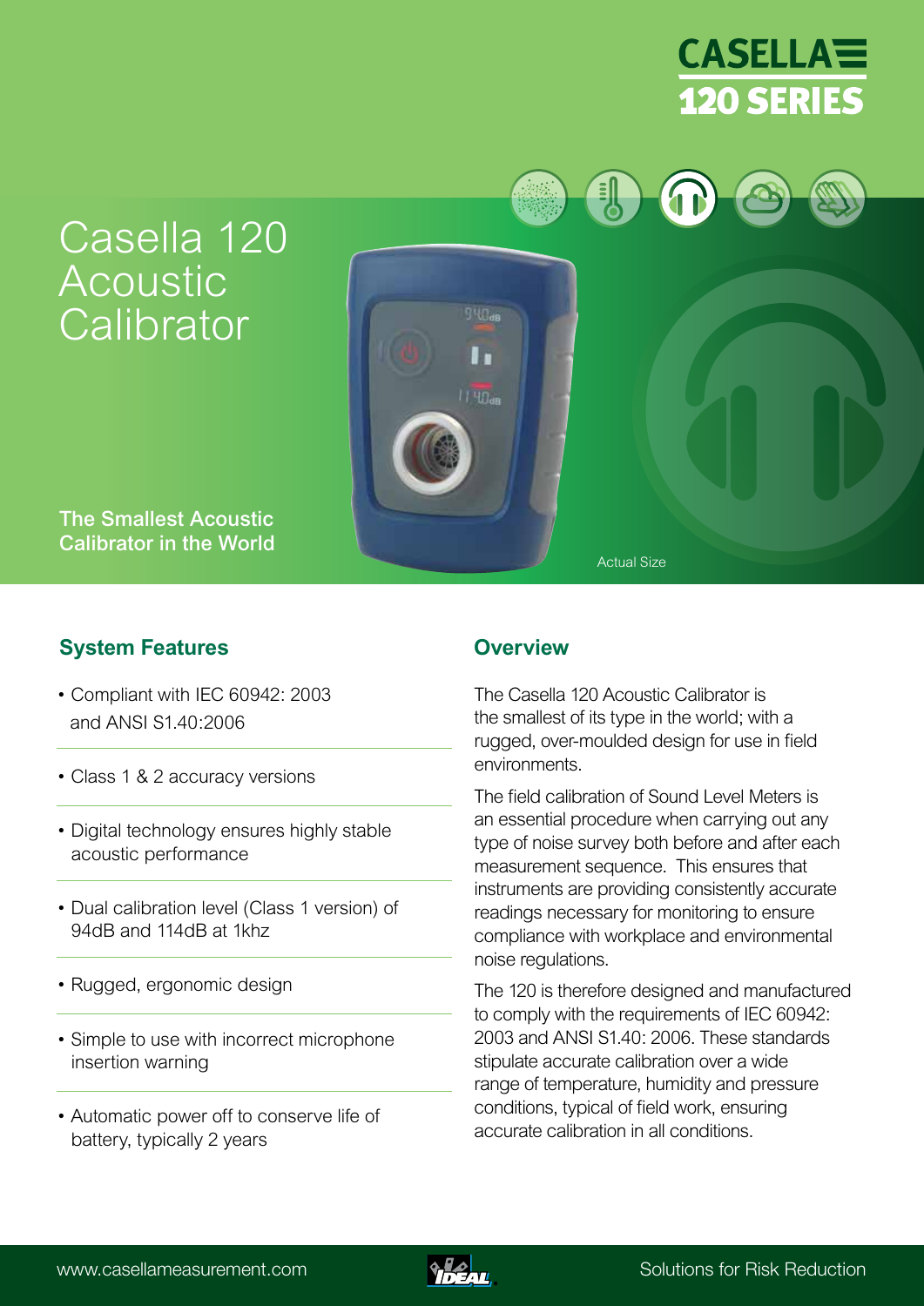# CASELLA 120 SERIES

# Casella 120 Acoustic Calibrator

**The Smallest Acoustic Calibrator in the World**

Actual Size

## System Features

- Compliant with IEC 60942: 2003 and ANSI S1.40:2006
- Class 1 & 2 accuracy versions
- Digital technology ensures highly stable acoustic performance
- Dual calibration level (Class 1 version) of 94dB and 114dB at 1khz
- Rugged, ergonomic design
- Simple to use with incorrect microphone insertion warning
- Automatic power off to conserve life of battery, typically 2 years

## Overview

The Casella 120 Acoustic Calibrator is the smallest of its type in the world; with a rugged, over-moulded design for use in field environments.

The field calibration of Sound Level Meters is an essential procedure when carrying out any type of noise survey both before and after each measurement sequence. This ensures that instruments are providing consistently accurate readings necessary for monitoring to ensure compliance with workplace and environmental noise regulations.

The 120 is therefore designed and manufactured to comply with the requirements of IEC 60942: 2003 and ANSI S1.40: 2006. These standards stipulate accurate calibration over a wide range of temperature, humidity and pressure conditions, typical of field work, ensuring accurate calibration in all conditions.

www.casellameasurement.com

IDEAL

Solutions for Risk Reduction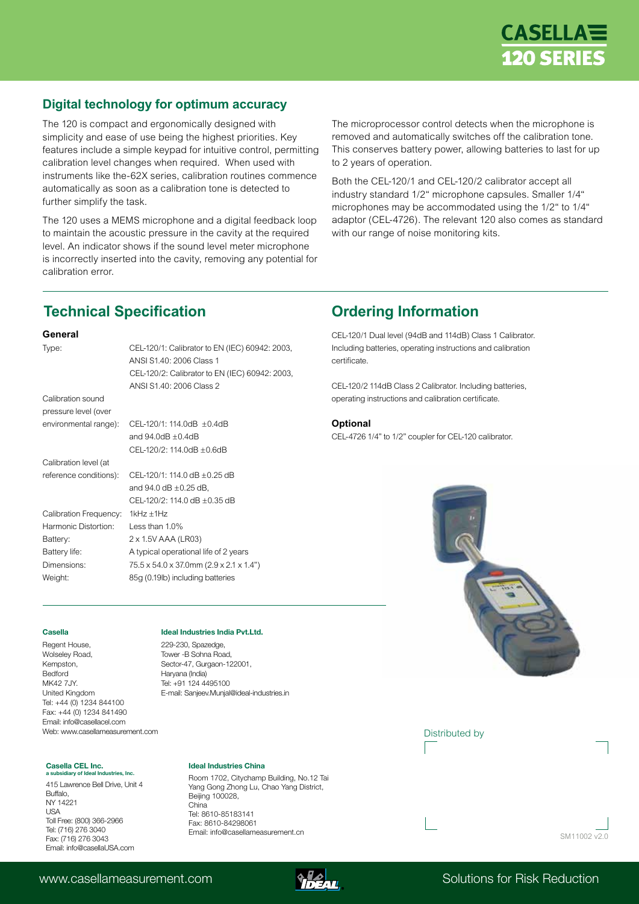## Digital technology for optimum accuracy

The 120 is compact and ergonomically designed with simplicity and ease of use being the highest priorities. Key features include a simple keypad for intuitive control, permitting calibration level changes when required. When used with instruments like the-62X series, calibration routines commence automatically as soon as a calibration tone is detected to further simplify the task.

The 120 uses a MEMS microphone and a digital feedback loop to maintain the acoustic pressure in the cavity at the required level. An indicator shows if the sound level meter microphone is incorrectly inserted into the cavity, removing any potential for calibration error.

The microprocessor control detects when the microphone is removed and automatically switches off the calibration tone. This conserves battery power, allowing batteries to last for up to 2 years of operation.

Both the CEL-120/1 and CEL-120/2 calibrator accept all industry standard 1/2" microphone capsules. Smaller 1/4" microphones may be accommodated using the 1/2" to 1/4" adaptor (CEL-4726). The relevant 120 also comes as standard with our range of noise monitoring kits.

# Technical Specification

### General

| | |
|---|---|
| Type: | CEL-120/1: Calibrator to EN (IEC) 60942: 2003, ANSI S1.40: 2006 Class 1<br>CEL-120/2: Calibrator to EN (IEC) 60942: 2003, ANSI S1.40: 2006 Class 2 |
| Calibration sound pressure level (over environmental range): | CEL-120/1: 114.0dB ±0.4dB and 94.0dB ±0.4dB<br>CEL-120/2: 114.0dB ±0.6dB |
| Calibration level (at reference conditions): | CEL-120/1: 114.0 dB ±0.25 dB and 94.0 dB ±0.25 dB,<br>CEL-120/2: 114.0 dB ±0.35 dB |
| Calibration Frequency: | 1kHz ±1Hz |
| Harmonic Distortion: | Less than 1.0% |
| Battery: | 2 x 1.5V AAA (LR03) |
| Battery life: | A typical operational life of 2 years |
| Dimensions: | 75.5 x 54.0 x 37.0mm (2.9 x 2.1 x 1.4") |
| Weight: | 85g (0.19lb) including batteries |

# Ordering Information

CEL-120/1 Dual level (94dB and 114dB) Class 1 Calibrator. Including batteries, operating instructions and calibration certificate.

CEL-120/2 114dB Class 2 Calibrator. Including batteries, operating instructions and calibration certificate.

### Optional

CEL-4726 1/4" to 1/2" coupler for CEL-120 calibrator.

**Casella**

Regent House,
Wolseley Road,
Kempston,
Bedford
MK42 7JY.
United Kingdom
Tel: +44 (0) 1234 844100
Fax: +44 (0) 1234 841490
Email: info@casellacel.com
Web: www.casellameasurement.com

**Ideal Industries India Pvt.Ltd.**

229-230, Spazedge,
Tower -B Sohna Road,
Sector-47, Gurgaon-122001,
Haryana (India)
Tel: +91 124 4495100
E-mail: Sanjeev.Munjal@ideal-industries.in

**Casella CEL Inc.**
**a subsidiary of Ideal Industries, Inc.**

415 Lawrence Bell Drive, Unit 4
Buffalo,
NY 14221
USA
Toll Free: (800) 366-2966
Tel: (716) 276 3040
Fax: (716) 276 3043
Email: info@casellaUSA.com

**Ideal Industries China**

Room 1702, Citychamp Building, No.12 Tai Yang Gong Zhong Lu, Chao Yang District, Beijing 100028,
China
Tel: 8610-85183141
Fax: 8610-84298061
Email: info@casellameasurement.cn

Distributed by

SM11002 v2.0

www.casellameasurement.com

Solutions for Risk Reduction